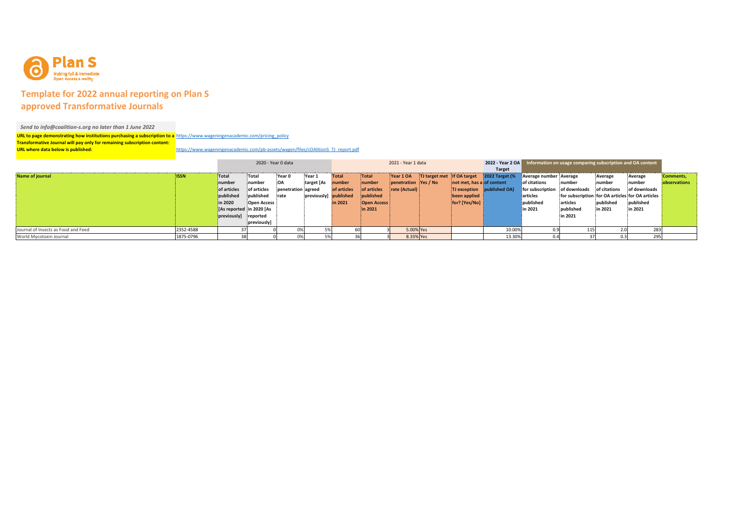Plan S

Making full & immediate Open Access a reality

# Template for 2022 annual reporting on Plan S approved Transformative Journals

*Send to info@coalition-s.org no later than 1 June 2022*

**URL to page demonstrating how institutions purchasing a subscription to a Transformative Journal will pay only for remaining subscription content:** https://www.wageningenacademic.com/pricing_policy

**URL where data below is published:** https://www.wageningenacademic.com/pb-assets/wagen/files/cOAlitionS_TJ_report.pdf

| | | 2020 - Year 0 data | | | | 2021 - Year 1 data | | | | | 2022 - Year 2 OA Target | Information on usage comparing subscription and OA content | | | | |
|---|---|---|---|---|---|---|---|---|---|---|---|---|---|---|---|---|
| **Name of journal** | **ISSN** | **Total number of articles published in 2020 [As reported previously]** | **Total number OA Open Access in 2020 [As reported previously]** | **Year 0 penetration rate** | **Year 1 target [As agreed previously]** | **Total number of articles published in 2021** | **Total number of articles published Open Access in 2021** | **Year 1 OA penetration rate (Actual)** | **TJ target met Yes / No** | **If OA target not met, has a TJ exception been applied for? [Yes/No]** | **2022 Target (% of content published OA)** | **Average number of citations for subscription articles published in 2021** | **Average number of downloads articles for subscription published in 2021** | **Average number of citations for OA articles published in 2021** | **Average number of downloads for OA articles published in 2021** | **Comments, observations** |
| Journal of Insects as Food and Feed | 2352-4588 | 37 | 0 | 0% | 5% | 60 | 3 | 5.00% | Yes | | 10.00% | 0.9 | 115 | 2.0 | 283 | |
| World Mycotoxin Journal | 1875-0796 | 38 | 0 | 0% | 5% | 36 | 3 | 8.33% | Yes | | 13.30% | 0.4 | 37 | 0.3 | 295 | |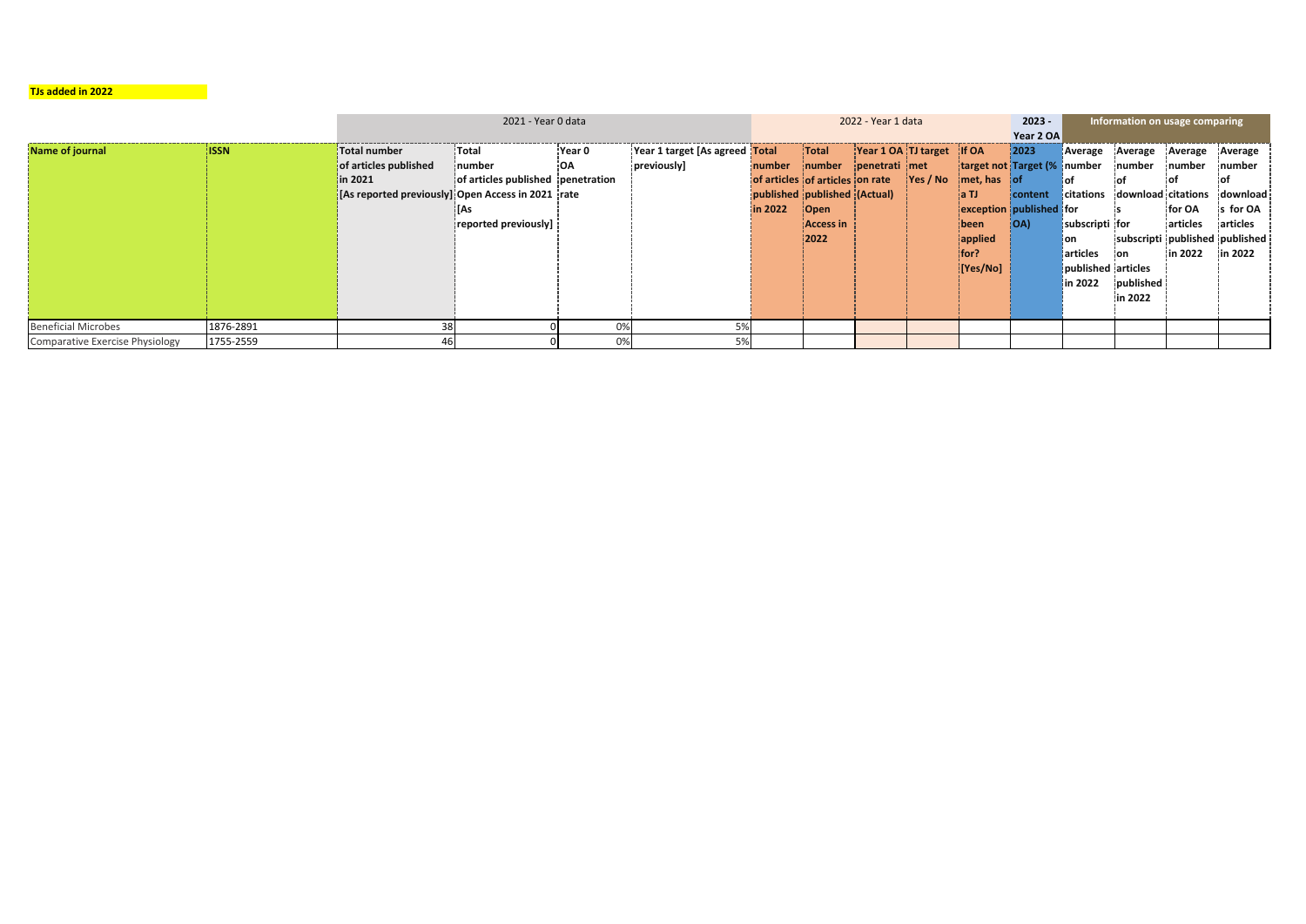**TJs added in 2022**

| | | 2021 - Year 0 data | | | | 2022 - Year 1 data | | | | | 2023 - Year 2 OA | Information on usage comparing | | | |
|---|---|---|---|---|---|---|---|---|---|---|---|---|---|---|---|
| Name of journal | ISSN | Total number of articles published in 2021 [As reported previously] | Total number of articles published Open Access in 2021 [As reported previously] | Year 0 OA penetration rate | Year 1 target [As agreed previously] | Total number of articles published in 2022 | Total number published Open Access in 2022 | Year 1 OA penetration rate (Actual) | TJ target met Yes / No | If OA target not met, has a TJ exception been applied for? [Yes/No] | 2023 Target (% of content published OA) | Average number of citations for subscription articles published in 2022 | Average number of downloads for subscription articles published in 2022 | Average number of citations for OA articles published in 2022 | Average number of downloads for OA articles published in 2022 |
| Beneficial Microbes | 1876-2891 | 38 | 0 | 0% | 5% | | | | | | | | | | |
| Comparative Exercise Physiology | 1755-2559 | 46 | 0 | 0% | 5% | | | | | | | | | | |